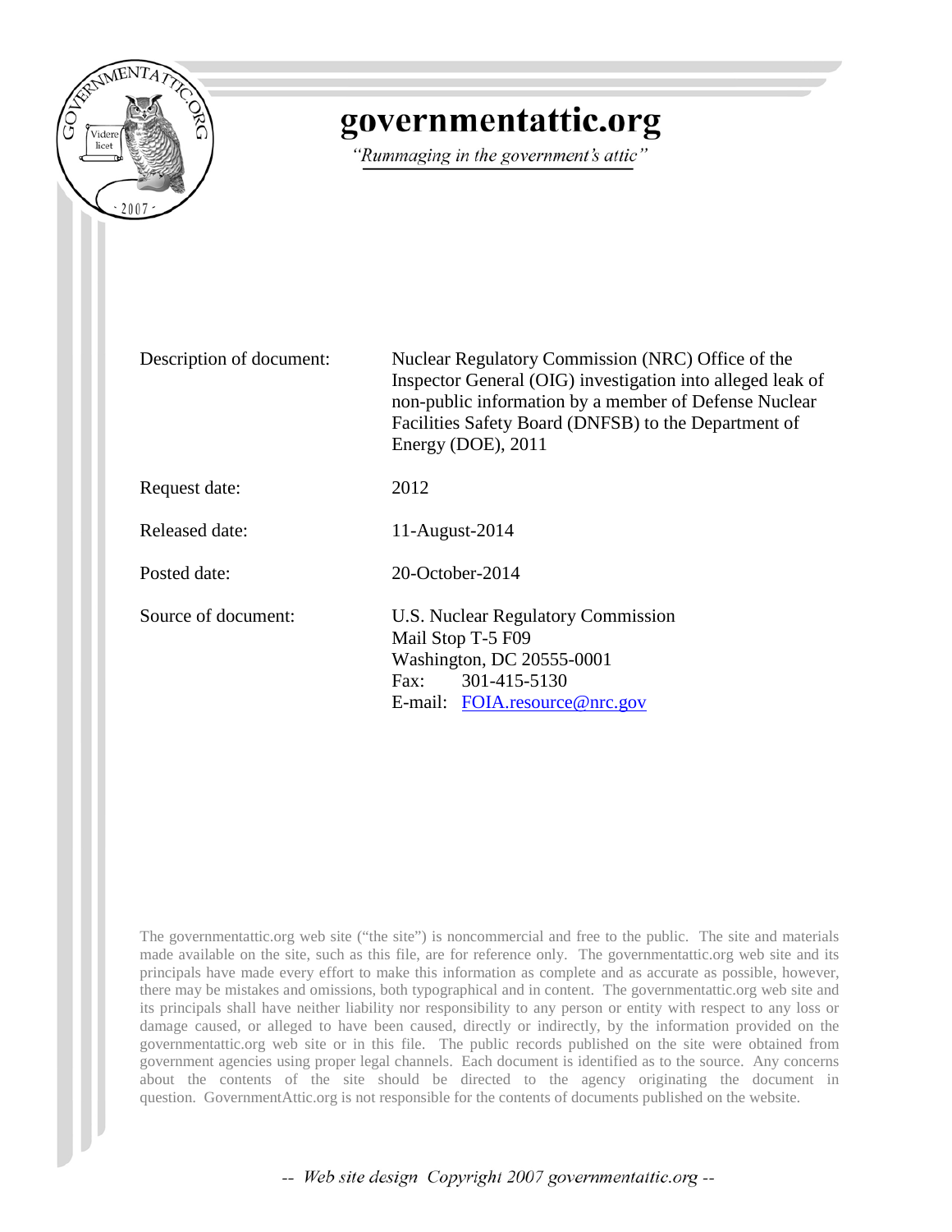# governmentattic.org

*"Rummaging in the government's attic"*

| | |
|---|---|
| Description of document: | Nuclear Regulatory Commission (NRC) Office of the Inspector General (OIG) investigation into alleged leak of non-public information by a member of Defense Nuclear Facilities Safety Board (DNFSB) to the Department of Energy (DOE), 2011 |
| Request date: | 2012 |
| Released date: | 11-August-2014 |
| Posted date: | 20-October-2014 |
| Source of document: | U.S. Nuclear Regulatory Commission<br>Mail Stop T-5 F09<br>Washington, DC 20555-0001<br>Fax: 301-415-5130<br>E-mail: FOIA.resource@nrc.gov |

The governmentattic.org web site ("the site") is noncommercial and free to the public. The site and materials made available on the site, such as this file, are for reference only. The governmentattic.org web site and its principals have made every effort to make this information as complete and as accurate as possible, however, there may be mistakes and omissions, both typographical and in content. The governmentattic.org web site and its principals shall have neither liability nor responsibility to any person or entity with respect to any loss or damage caused, or alleged to have been caused, directly or indirectly, by the information provided on the governmentattic.org web site or in this file. The public records published on the site were obtained from government agencies using proper legal channels. Each document is identified as to the source. Any concerns about the contents of the site should be directed to the agency originating the document in question. GovernmentAttic.org is not responsible for the contents of documents published on the website.

-- Web site design Copyright 2007 governmentattic.org --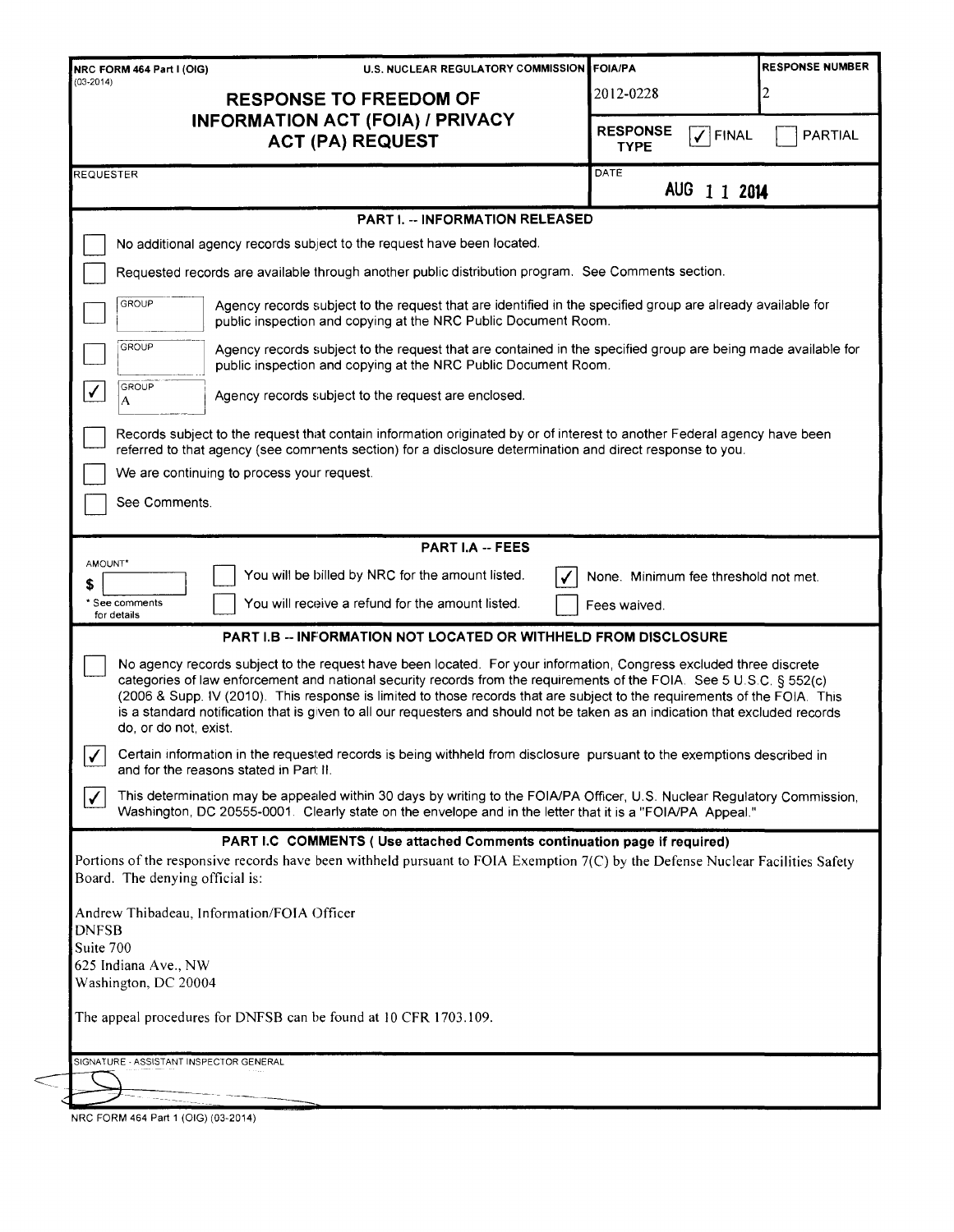NRC FORM 464 Part I (OIG) (03-2014)

U.S. NUCLEAR REGULATORY COMMISSION

# RESPONSE TO FREEDOM OF INFORMATION ACT (FOIA) / PRIVACY ACT (PA) REQUEST

| FOIA/PA | RESPONSE NUMBER |
|---|---|
| 2012-0228 | 2 |

RESPONSE TYPE: [✓] FINAL [ ] PARTIAL

REQUESTER:

DATE: AUG 1 1 2014

## PART I. -- INFORMATION RELEASED

- [ ] No additional agency records subject to the request have been located.
- [ ] Requested records are available through another public distribution program. See Comments section.
- [ ] GROUP: Agency records subject to the request that are identified in the specified group are already available for public inspection and copying at the NRC Public Document Room.
- [ ] GROUP: Agency records subject to the request that are contained in the specified group are being made available for public inspection and copying at the NRC Public Document Room.
- [✓] GROUP A: Agency records subject to the request are enclosed.
- [ ] Records subject to the request that contain information originated by or of interest to another Federal agency have been referred to that agency (see comments section) for a disclosure determination and direct response to you.
- [ ] We are continuing to process your request.
- [ ] See Comments.

## PART I.A -- FEES

AMOUNT* $ 

\* See comments for details

- [ ] You will be billed by NRC for the amount listed.
- [ ] You will receive a refund for the amount listed.
- [✓] None. Minimum fee threshold not met.
- [ ] Fees waived.

## PART I.B -- INFORMATION NOT LOCATED OR WITHHELD FROM DISCLOSURE

- [ ] No agency records subject to the request have been located. For your information, Congress excluded three discrete categories of law enforcement and national security records from the requirements of the FOIA. See 5 U.S.C. § 552(c) (2006 & Supp. IV (2010). This response is limited to those records that are subject to the requirements of the FOIA. This is a standard notification that is given to all our requesters and should not be taken as an indication that excluded records do, or do not, exist.
- [✓] Certain information in the requested records is being withheld from disclosure pursuant to the exemptions described in and for the reasons stated in Part II.
- [✓] This determination may be appealed within 30 days by writing to the FOIA/PA Officer, U.S. Nuclear Regulatory Commission, Washington, DC 20555-0001. Clearly state on the envelope and in the letter that it is a "FOIA/PA Appeal."

## PART I.C COMMENTS ( Use attached Comments continuation page if required)

Portions of the responsive records have been withheld pursuant to FOIA Exemption 7(C) by the Defense Nuclear Facilities Safety Board. The denying official is:

Andrew Thibadeau, Information/FOIA Officer  
DNFSB  
Suite 700  
625 Indiana Ave., NW  
Washington, DC 20004

The appeal procedures for DNFSB can be found at 10 CFR 1703.109.

SIGNATURE - ASSISTANT INSPECTOR GENERAL

NRC FORM 464 Part 1 (OIG) (03-2014)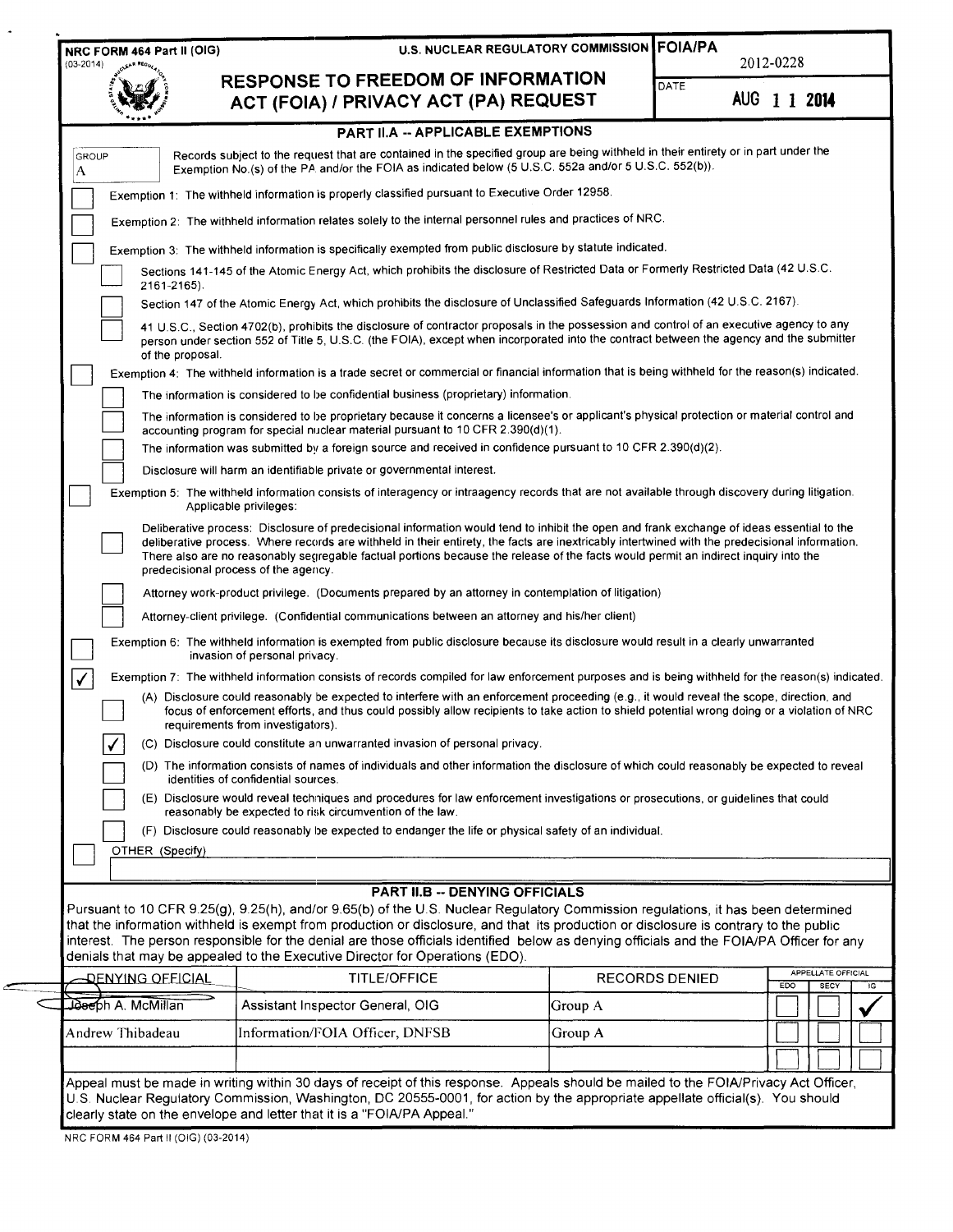NRC FORM 464 Part II (OIG)
(03-2014)

U.S. NUCLEAR REGULATORY COMMISSION

# RESPONSE TO FREEDOM OF INFORMATION ACT (FOIA) / PRIVACY ACT (PA) REQUEST

| FOIA/PA | 2012-0228 |
|---|---|
| DATE | AUG 1 1 2014 |

## PART II.A -- APPLICABLE EXEMPTIONS

GROUP A — Records subject to the request that are contained in the specified group are being withheld in their entirety or in part under the Exemption No.(s) of the PA and/or the FOIA as indicated below (5 U.S.C. 552a and/or 5 U.S.C. 552(b)).

- [ ] Exemption 1: The withheld information is properly classified pursuant to Executive Order 12958.
- [ ] Exemption 2: The withheld information relates solely to the internal personnel rules and practices of NRC.
- [ ] Exemption 3: The withheld information is specifically exempted from public disclosure by statute indicated.
  - [ ] Sections 141-145 of the Atomic Energy Act, which prohibits the disclosure of Restricted Data or Formerly Restricted Data (42 U.S.C. 2161-2165).
  - [ ] Section 147 of the Atomic Energy Act, which prohibits the disclosure of Unclassified Safeguards Information (42 U.S.C. 2167).
  - [ ] 41 U.S.C., Section 4702(b), prohibits the disclosure of contractor proposals in the possession and control of an executive agency to any person under section 552 of Title 5, U.S.C. (the FOIA), except when incorporated into the contract between the agency and the submitter of the proposal.
- [ ] Exemption 4: The withheld information is a trade secret or commercial or financial information that is being withheld for the reason(s) indicated.
  - [ ] The information is considered to be confidential business (proprietary) information.
  - [ ] The information is considered to be proprietary because it concerns a licensee's or applicant's physical protection or material control and accounting program for special nuclear material pursuant to 10 CFR 2.390(d)(1).
  - [ ] The information was submitted by a foreign source and received in confidence pursuant to 10 CFR 2.390(d)(2).
  - [ ] Disclosure will harm an identifiable private or governmental interest.
- [ ] Exemption 5: The withheld information consists of interagency or intraagency records that are not available through discovery during litigation. Applicable privileges:
  - [ ] Deliberative process: Disclosure of predecisional information would tend to inhibit the open and frank exchange of ideas essential to the deliberative process. Where records are withheld in their entirety, the facts are inextricably intertwined with the predecisional information. There also are no reasonably segregable factual portions because the release of the facts would permit an indirect inquiry into the predecisional process of the agency.
  - [ ] Attorney work-product privilege. (Documents prepared by an attorney in contemplation of litigation)
  - [ ] Attorney-client privilege. (Confidential communications between an attorney and his/her client)
- [ ] Exemption 6: The withheld information is exempted from public disclosure because its disclosure would result in a clearly unwarranted invasion of personal privacy.
- [x] Exemption 7: The withheld information consists of records compiled for law enforcement purposes and is being withheld for the reason(s) indicated.
  - [ ] (A) Disclosure could reasonably be expected to interfere with an enforcement proceeding (e.g., it would reveal the scope, direction, and focus of enforcement efforts, and thus could possibly allow recipients to take action to shield potential wrong doing or a violation of NRC requirements from investigators).
  - [x] (C) Disclosure could constitute an unwarranted invasion of personal privacy.
  - [ ] (D) The information consists of names of individuals and other information the disclosure of which could reasonably be expected to reveal identities of confidential sources.
  - [ ] (E) Disclosure would reveal techniques and procedures for law enforcement investigations or prosecutions, or guidelines that could reasonably be expected to risk circumvention of the law.
  - [ ] (F) Disclosure could reasonably be expected to endanger the life or physical safety of an individual.
- [ ] OTHER (Specify)

## PART II.B -- DENYING OFFICIALS

Pursuant to 10 CFR 9.25(g), 9.25(h), and/or 9.65(b) of the U.S. Nuclear Regulatory Commission regulations, it has been determined that the information withheld is exempt from production or disclosure, and that its production or disclosure is contrary to the public interest. The person responsible for the denial are those officials identified below as denying officials and the FOIA/PA Officer for any denials that may be appealed to the Executive Director for Operations (EDO).

| DENYING OFFICIAL | TITLE/OFFICE | RECORDS DENIED | APPELLATE OFFICIAL EDO | SECY | IG |
|---|---|---|---|---|---|
| Joseph A. McMillan | Assistant Inspector General, OIG | Group A | | | ✓ |
| Andrew Thibadeau | Information/FOIA Officer, DNFSB | Group A | | | |
| | | | | | |

Appeal must be made in writing within 30 days of receipt of this response. Appeals should be mailed to the FOIA/Privacy Act Officer, U.S. Nuclear Regulatory Commission, Washington, DC 20555-0001, for action by the appropriate appellate official(s). You should clearly state on the envelope and letter that it is a "FOIA/PA Appeal."

NRC FORM 464 Part II (OIG) (03-2014)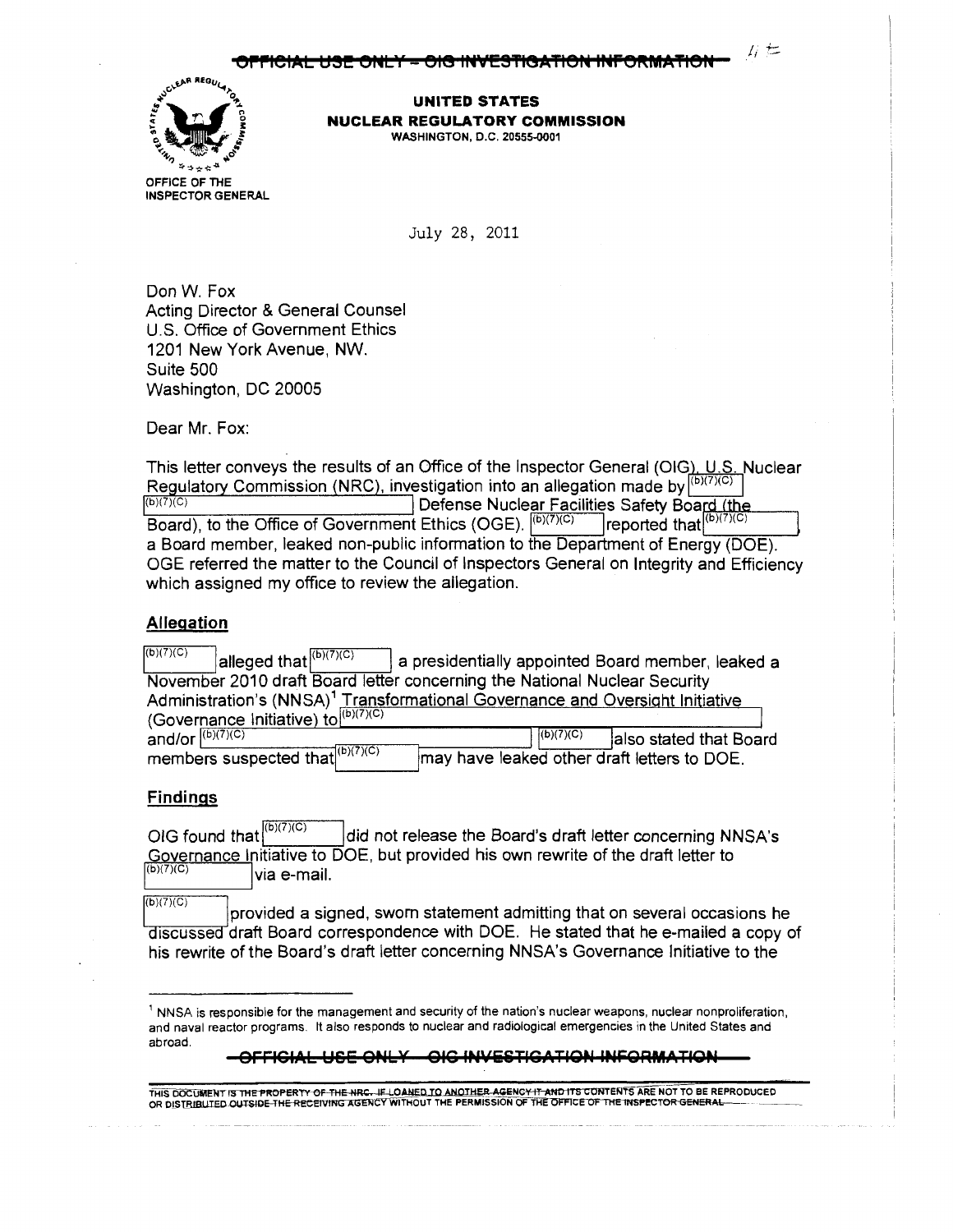~~OFFICIAL USE ONLY – OIG INVESTIGATION INFORMATION~~

**UNITED STATES**
**NUCLEAR REGULATORY COMMISSION**
WASHINGTON, D.C. 20555-0001

OFFICE OF THE
INSPECTOR GENERAL

July 28, 2011

Don W. Fox
Acting Director & General Counsel
U.S. Office of Government Ethics
1201 New York Avenue, NW.
Suite 500
Washington, DC 20005

Dear Mr. Fox:

This letter conveys the results of an Office of the Inspector General (OIG), U.S. Nuclear Regulatory Commission (NRC), investigation into an allegation made by (b)(7)(C) (b)(7)(C) Defense Nuclear Facilities Safety Board (the Board), to the Office of Government Ethics (OGE). (b)(7)(C) reported that (b)(7)(C), a Board member, leaked non-public information to the Department of Energy (DOE). OGE referred the matter to the Council of Inspectors General on Integrity and Efficiency which assigned my office to review the allegation.

## Allegation

(b)(7)(C) alleged that (b)(7)(C) a presidentially appointed Board member, leaked a November 2010 draft Board letter concerning the National Nuclear Security Administration's (NNSA)[1] Transformational Governance and Oversight Initiative (Governance Initiative) to (b)(7)(C) and/or (b)(7)(C) (b)(7)(C) also stated that Board members suspected that (b)(7)(C) may have leaked other draft letters to DOE.

## Findings

OIG found that (b)(7)(C) did not release the Board's draft letter concerning NNSA's Governance Initiative to DOE, but provided his own rewrite of the draft letter to (b)(7)(C) via e-mail.

(b)(7)(C) provided a signed, sworn statement admitting that on several occasions he discussed draft Board correspondence with DOE. He stated that he e-mailed a copy of his rewrite of the Board's draft letter concerning NNSA's Governance Initiative to the

[1] NNSA is responsible for the management and security of the nation's nuclear weapons, nuclear nonproliferation, and naval reactor programs. It also responds to nuclear and radiological emergencies in the United States and abroad.

~~OFFICIAL USE ONLY – OIG INVESTIGATION INFORMATION~~

~~THIS DOCUMENT IS THE PROPERTY OF THE NRC. IF LOANED TO ANOTHER AGENCY IT AND ITS CONTENTS ARE NOT TO BE REPRODUCED OR DISTRIBUTED OUTSIDE THE RECEIVING AGENCY WITHOUT THE PERMISSION OF THE OFFICE OF THE INSPECTOR GENERAL~~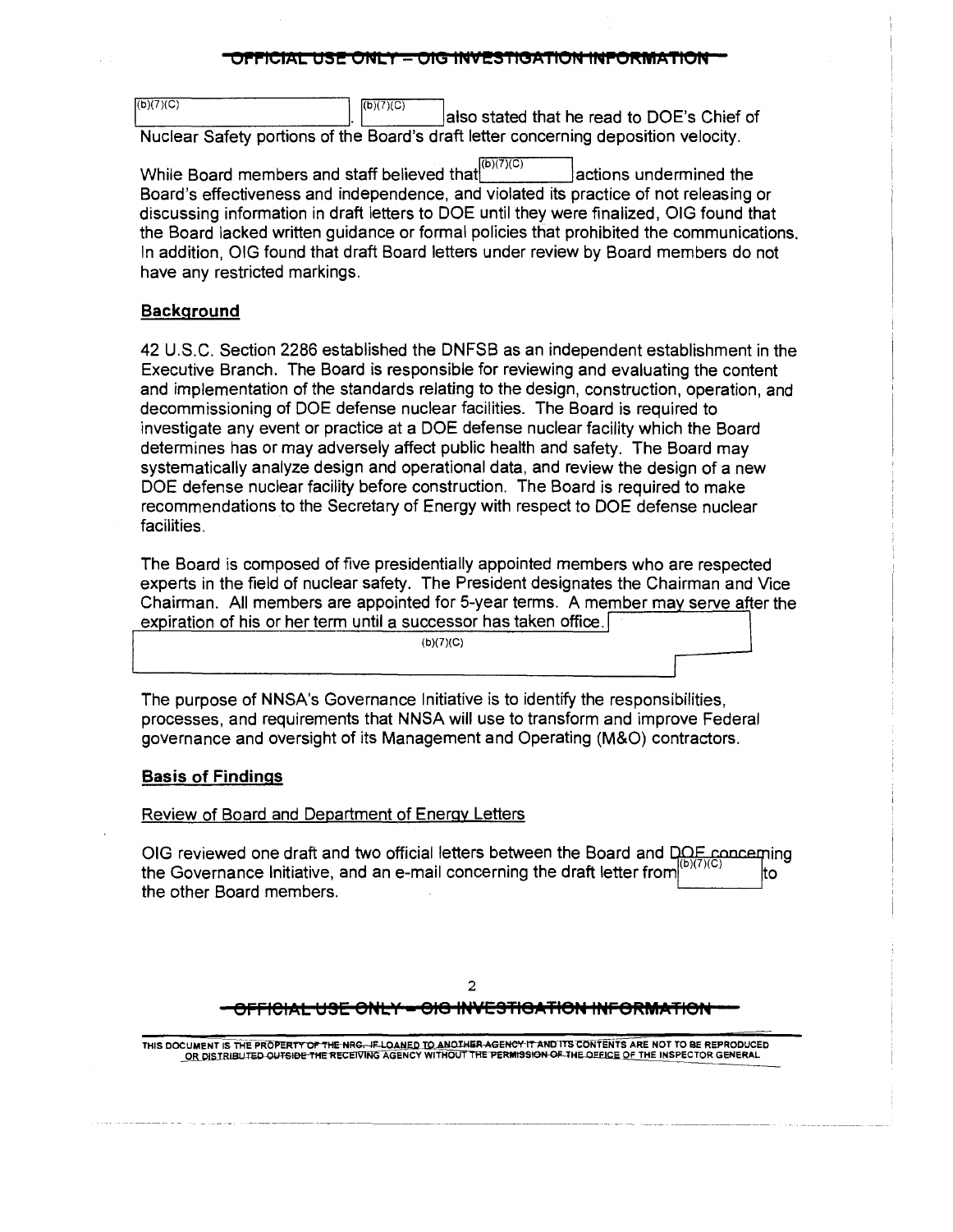(b)(7)(C) . (b)(7)(C) also stated that he read to DOE's Chief of Nuclear Safety portions of the Board's draft letter concerning deposition velocity.

While Board members and staff believed that (b)(7)(C) actions undermined the Board's effectiveness and independence, and violated its practice of not releasing or discussing information in draft letters to DOE until they were finalized, OIG found that the Board lacked written guidance or formal policies that prohibited the communications. In addition, OIG found that draft Board letters under review by Board members do not have any restricted markings.

## Background

42 U.S.C. Section 2286 established the DNFSB as an independent establishment in the Executive Branch. The Board is responsible for reviewing and evaluating the content and implementation of the standards relating to the design, construction, operation, and decommissioning of DOE defense nuclear facilities. The Board is required to investigate any event or practice at a DOE defense nuclear facility which the Board determines has or may adversely affect public health and safety. The Board may systematically analyze design and operational data, and review the design of a new DOE defense nuclear facility before construction. The Board is required to make recommendations to the Secretary of Energy with respect to DOE defense nuclear facilities.

The Board is composed of five presidentially appointed members who are respected experts in the field of nuclear safety. The President designates the Chairman and Vice Chairman. All members are appointed for 5-year terms. A member may serve after the expiration of his or her term until a successor has taken office. (b)(7)(C)

The purpose of NNSA's Governance Initiative is to identify the responsibilities, processes, and requirements that NNSA will use to transform and improve Federal governance and oversight of its Management and Operating (M&O) contractors.

## Basis of Findings

### Review of Board and Department of Energy Letters

OIG reviewed one draft and two official letters between the Board and DOE concerning the Governance Initiative, and an e-mail concerning the draft letter from (b)(7)(C) to the other Board members.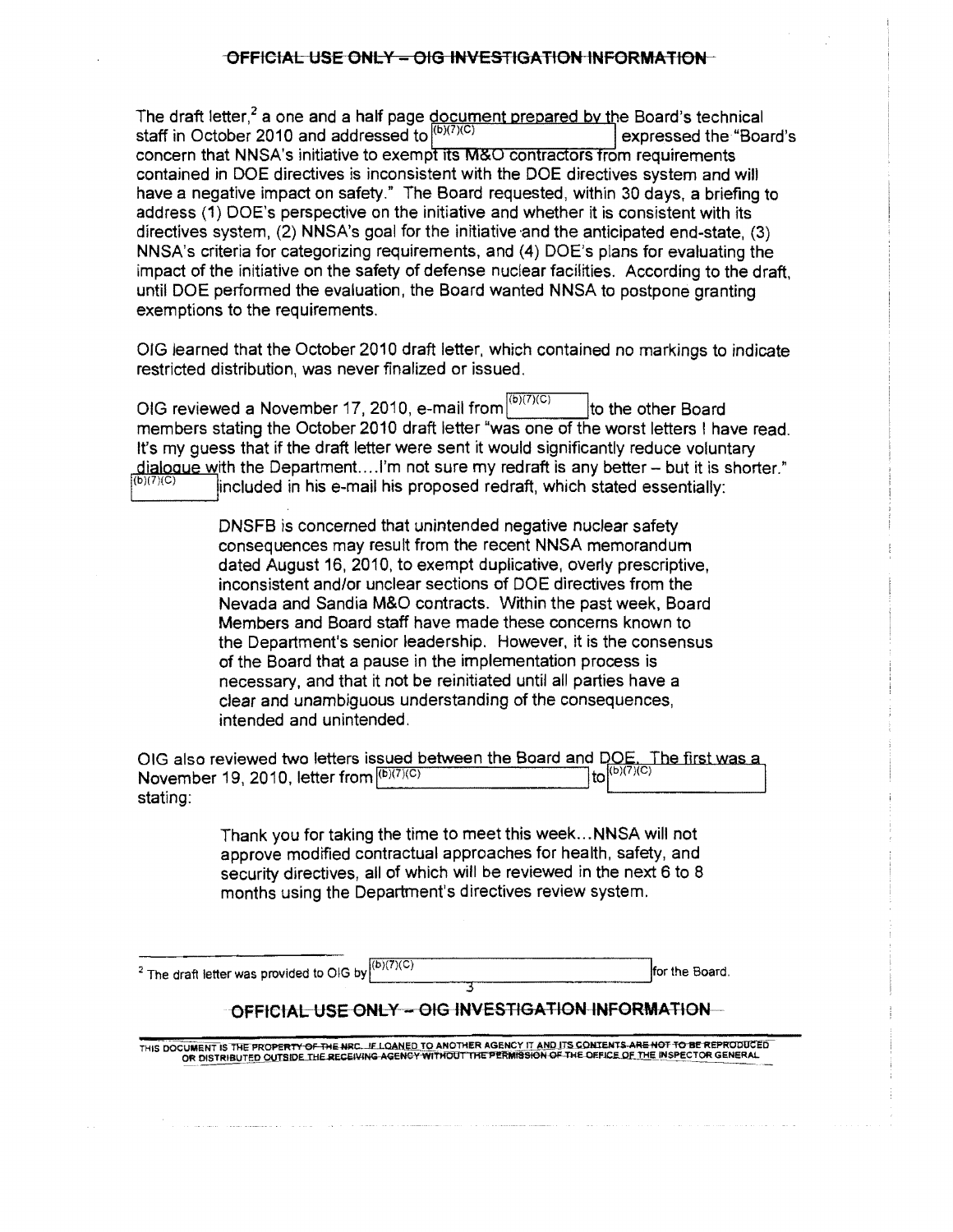The draft letter,[2] a one and a half page document prepared by the Board's technical staff in October 2010 and addressed to (b)(7)(C) expressed the "Board's concern that NNSA's initiative to exempt its M&O contractors from requirements contained in DOE directives is inconsistent with the DOE directives system and will have a negative impact on safety." The Board requested, within 30 days, a briefing to address (1) DOE's perspective on the initiative and whether it is consistent with its directives system, (2) NNSA's goal for the initiative and the anticipated end-state, (3) NNSA's criteria for categorizing requirements, and (4) DOE's plans for evaluating the impact of the initiative on the safety of defense nuclear facilities. According to the draft, until DOE performed the evaluation, the Board wanted NNSA to postpone granting exemptions to the requirements.

OIG learned that the October 2010 draft letter, which contained no markings to indicate restricted distribution, was never finalized or issued.

OIG reviewed a November 17, 2010, e-mail from (b)(7)(C) to the other Board members stating the October 2010 draft letter "was one of the worst letters I have read. It's my guess that if the draft letter were sent it would significantly reduce voluntary dialogue with the Department....I'm not sure my redraft is any better – but it is shorter." (b)(7)(C) included in his e-mail his proposed redraft, which stated essentially:

> DNSFB is concerned that unintended negative nuclear safety consequences may result from the recent NNSA memorandum dated August 16, 2010, to exempt duplicative, overly prescriptive, inconsistent and/or unclear sections of DOE directives from the Nevada and Sandia M&O contracts. Within the past week, Board Members and Board staff have made these concerns known to the Department's senior leadership. However, it is the consensus of the Board that a pause in the implementation process is necessary, and that it not be reinitiated until all parties have a clear and unambiguous understanding of the consequences, intended and unintended.

OIG also reviewed two letters issued between the Board and DOE. The first was a November 19, 2010, letter from (b)(7)(C) to (b)(7)(C) stating:

> Thank you for taking the time to meet this week...NNSA will not approve modified contractual approaches for health, safety, and security directives, all of which will be reviewed in the next 6 to 8 months using the Department's directives review system.

---

[2] The draft letter was provided to OIG by (b)(7)(C) for the Board.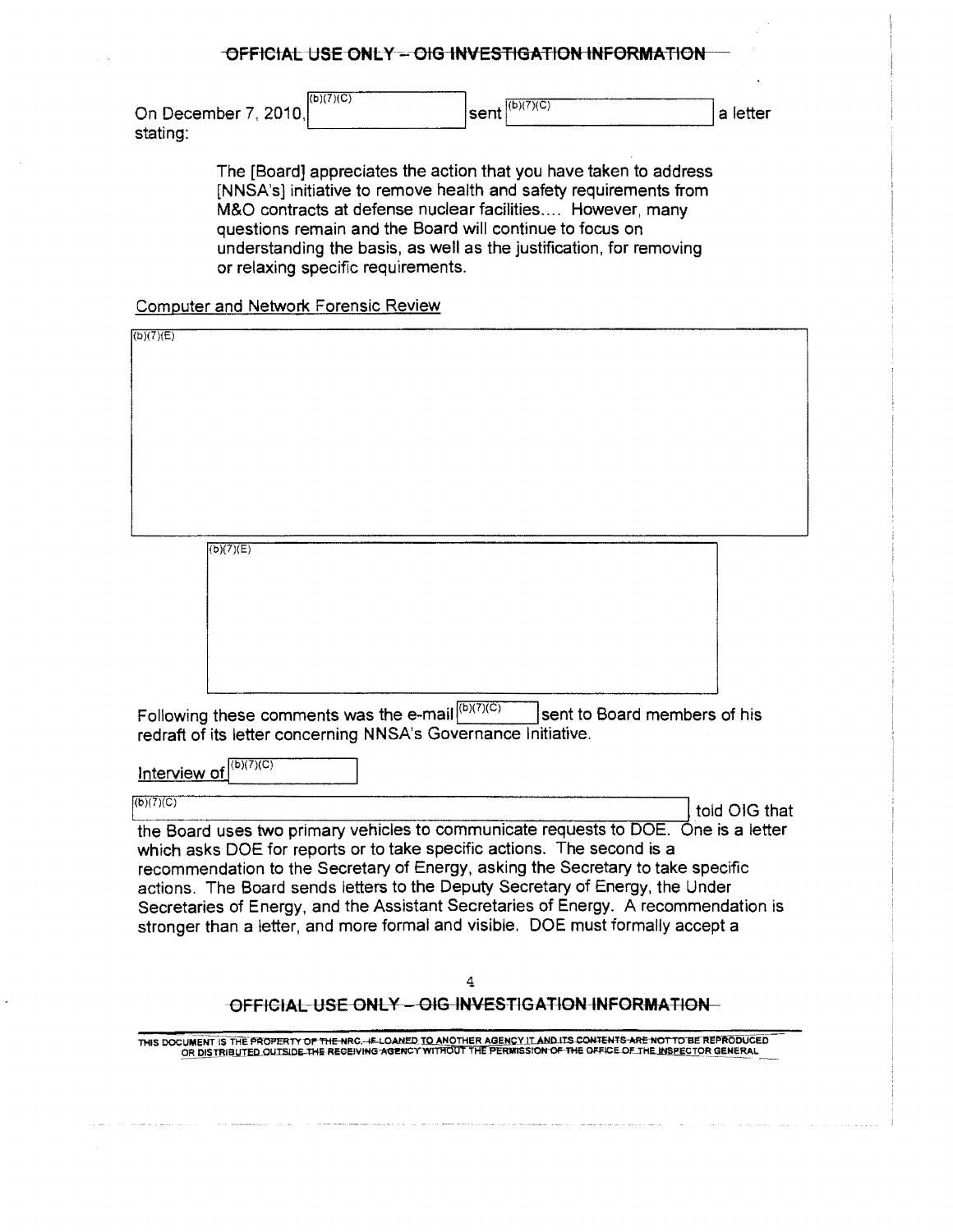On December 7, 2010, (b)(7)(C) sent (b)(7)(C) a letter stating:

> The [Board] appreciates the action that you have taken to address [NNSA's] initiative to remove health and safety requirements from M&O contracts at defense nuclear facilities.... However, many questions remain and the Board will continue to focus on understanding the basis, as well as the justification, for removing or relaxing specific requirements.

Computer and Network Forensic Review

(b)(7)(E)

(b)(7)(E)

Following these comments was the e-mail (b)(7)(C) sent to Board members of his redraft of its letter concerning NNSA's Governance Initiative.

Interview of (b)(7)(C)

(b)(7)(C) told OIG that the Board uses two primary vehicles to communicate requests to DOE. One is a letter which asks DOE for reports or to take specific actions. The second is a recommendation to the Secretary of Energy, asking the Secretary to take specific actions. The Board sends letters to the Deputy Secretary of Energy, the Under Secretaries of Energy, and the Assistant Secretaries of Energy. A recommendation is stronger than a letter, and more formal and visible. DOE must formally accept a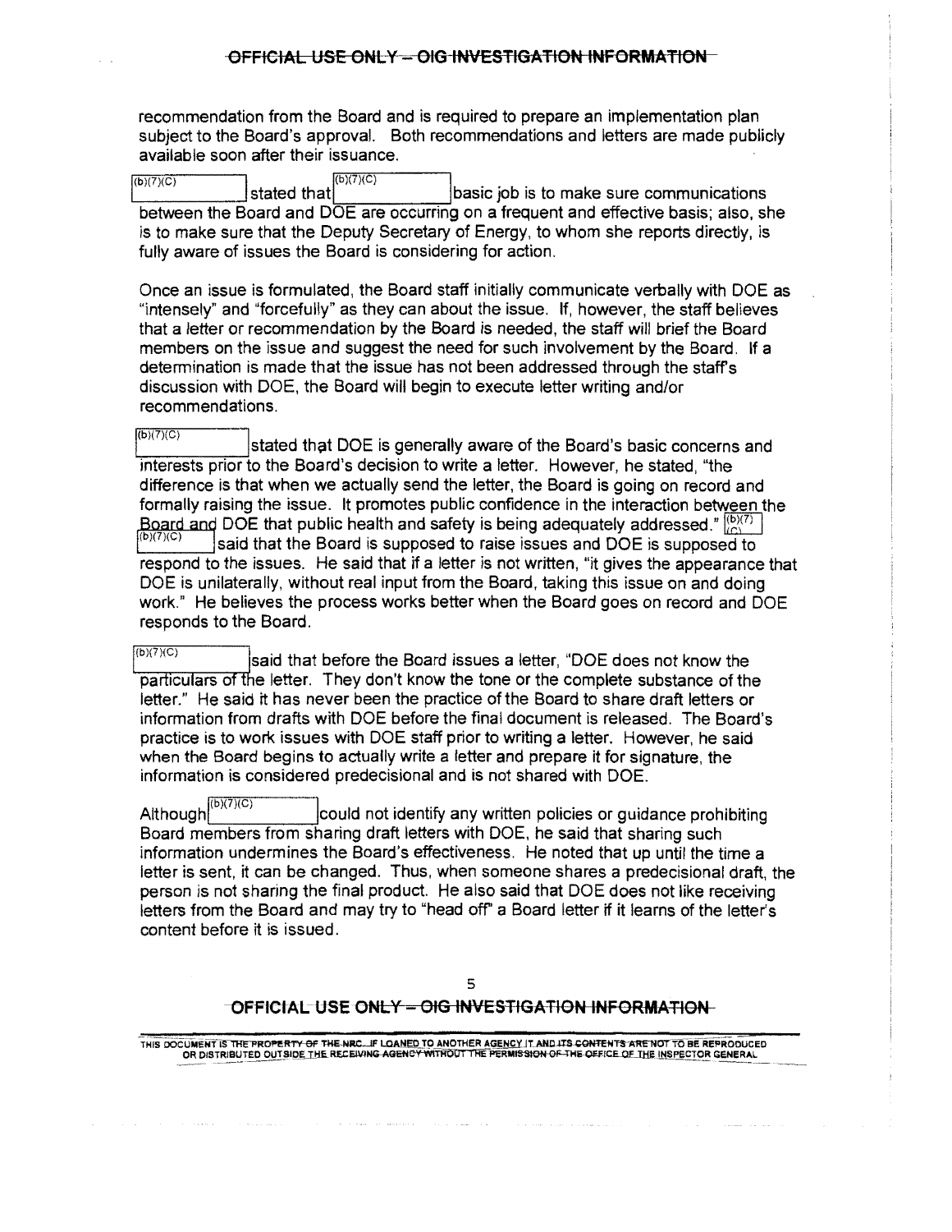recommendation from the Board and is required to prepare an implementation plan subject to the Board's approval. Both recommendations and letters are made publicly available soon after their issuance.

(b)(7)(C) stated that (b)(7)(C) basic job is to make sure communications between the Board and DOE are occurring on a frequent and effective basis; also, she is to make sure that the Deputy Secretary of Energy, to whom she reports directly, is fully aware of issues the Board is considering for action.

Once an issue is formulated, the Board staff initially communicate verbally with DOE as "intensely" and "forcefully" as they can about the issue. If, however, the staff believes that a letter or recommendation by the Board is needed, the staff will brief the Board members on the issue and suggest the need for such involvement by the Board. If a determination is made that the issue has not been addressed through the staff's discussion with DOE, the Board will begin to execute letter writing and/or recommendations.

(b)(7)(C) stated that DOE is generally aware of the Board's basic concerns and interests prior to the Board's decision to write a letter. However, he stated, "the difference is that when we actually send the letter, the Board is going on record and formally raising the issue. It promotes public confidence in the interaction between the Board and DOE that public health and safety is being adequately addressed." (b)(7)(C) said that the Board is supposed to raise issues and DOE is supposed to respond to the issues. He said that if a letter is not written, "it gives the appearance that DOE is unilaterally, without real input from the Board, taking this issue on and doing work." He believes the process works better when the Board goes on record and DOE responds to the Board.

(b)(7)(C) said that before the Board issues a letter, "DOE does not know the particulars of the letter. They don't know the tone or the complete substance of the letter." He said it has never been the practice of the Board to share draft letters or information from drafts with DOE before the final document is released. The Board's practice is to work issues with DOE staff prior to writing a letter. However, he said when the Board begins to actually write a letter and prepare it for signature, the information is considered predecisional and is not shared with DOE.

Although (b)(7)(C) could not identify any written policies or guidance prohibiting Board members from sharing draft letters with DOE, he said that sharing such information undermines the Board's effectiveness. He noted that up until the time a letter is sent, it can be changed. Thus, when someone shares a predecisional draft, the person is not sharing the final product. He also said that DOE does not like receiving letters from the Board and may try to "head off" a Board letter if it learns of the letter's content before it is issued.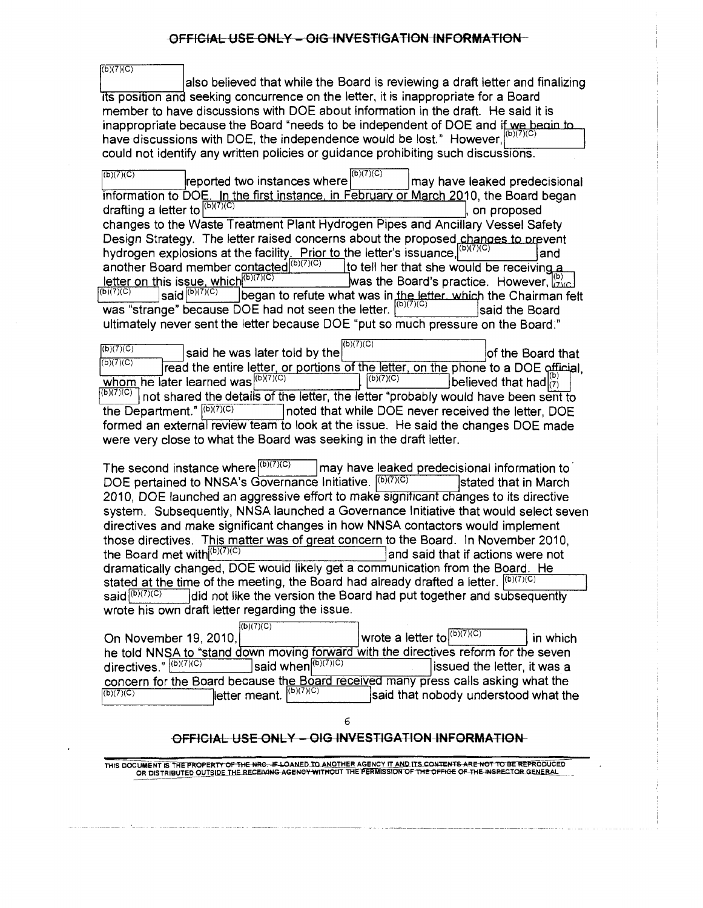(b)(7)(C) also believed that while the Board is reviewing a draft letter and finalizing its position and seeking concurrence on the letter, it is inappropriate for a Board member to have discussions with DOE about information in the draft. He said it is inappropriate because the Board "needs to be independent of DOE and if we begin to have discussions with DOE, the independence would be lost." However, (b)(7)(C) could not identify any written policies or guidance prohibiting such discussions.

(b)(7)(C) reported two instances where (b)(7)(C) may have leaked predecisional information to DOE. In the first instance, in February or March 2010, the Board began drafting a letter to (b)(7)(C), on proposed changes to the Waste Treatment Plant Hydrogen Pipes and Ancillary Vessel Safety Design Strategy. The letter raised concerns about the proposed changes to prevent hydrogen explosions at the facility. Prior to the letter's issuance, (b)(7)(C) and another Board member contacted (b)(7)(C) to tell her that she would be receiving a letter on this issue, which (b)(7)(C) was the Board's practice. However, (b)(7)(C) said (b)(7)(C) began to refute what was in the letter, which the Chairman felt was "strange" because DOE had not seen the letter. (b)(7)(C) said the Board ultimately never sent the letter because DOE "put so much pressure on the Board."

(b)(7)(C) said he was later told by the (b)(7)(C) of the Board that (b)(7)(C) read the entire letter, or portions of the letter, on the phone to a DOE official, whom he later learned was (b)(7)(C). (b)(7)(C) believed that had (b)(7)(C) not shared the details of the letter, the letter "probably would have been sent to the Department." (b)(7)(C) noted that while DOE never received the letter, DOE formed an external review team to look at the issue. He said the changes DOE made were very close to what the Board was seeking in the draft letter.

The second instance where (b)(7)(C) may have leaked predecisional information to DOE pertained to NNSA's Governance Initiative. (b)(7)(C) stated that in March 2010, DOE launched an aggressive effort to make significant changes to its directive system. Subsequently, NNSA launched a Governance Initiative that would select seven directives and make significant changes in how NNSA contactors would implement those directives. This matter was of great concern to the Board. In November 2010, the Board met with (b)(7)(C) and said that if actions were not dramatically changed, DOE would likely get a communication from the Board. He stated at the time of the meeting, the Board had already drafted a letter. (b)(7)(C) said (b)(7)(C) did not like the version the Board had put together and subsequently wrote his own draft letter regarding the issue.

On November 19, 2010, (b)(7)(C) wrote a letter to (b)(7)(C), in which he told NNSA to "stand down moving forward with the directives reform for the seven directives." (b)(7)(C) said when (b)(7)(C) issued the letter, it was a concern for the Board because the Board received many press calls asking what the (b)(7)(C) letter meant. (b)(7)(C) said that nobody understood what the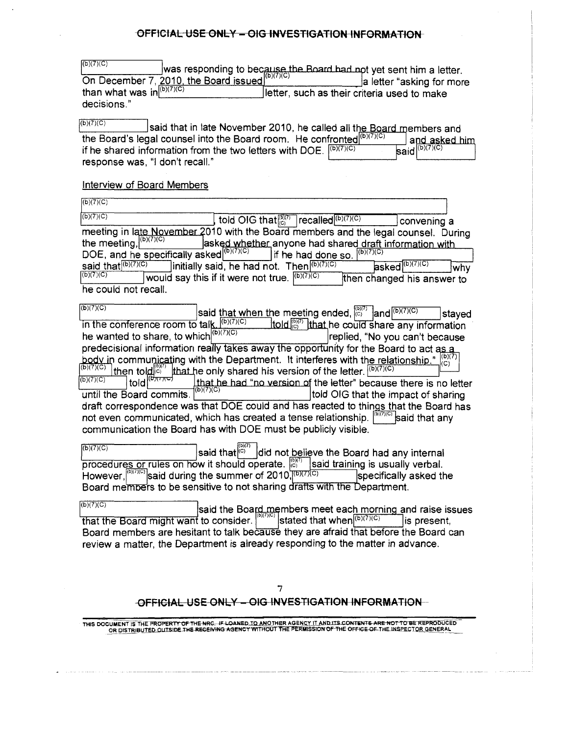(b)(7)(C) was responding to because the Board had not yet sent him a letter. On December 7, 2010, the Board issued (b)(7)(C) a letter "asking for more than what was in (b)(7)(C) letter, such as their criteria used to make decisions."

(b)(7)(C) said that in late November 2010, he called all the Board members and the Board's legal counsel into the Board room. He confronted (b)(7)(C) and asked him if he shared information from the two letters with DOE. (b)(7)(C) said (b)(7)(C) response was, "I don't recall."

Interview of Board Members

(b)(7)(C)

(b)(7)(C), told OIG that (b)(7)(C) recalled (b)(7)(C) convening a meeting in late November 2010 with the Board members and the legal counsel. During the meeting, (b)(7)(C) asked whether anyone had shared draft information with DOE, and he specifically asked (b)(7)(C) if he had done so. (b)(7)(C) said that (b)(7)(C) initially said, he had not. Then (b)(7)(C) asked (b)(7)(C) why (b)(7)(C) would say this if it were not true. (b)(7)(C) then changed his answer to he could not recall.

(b)(7)(C) said that when the meeting ended, (b)(7)(C) and (b)(7)(C) stayed in the conference room to talk. (b)(7)(C) told (b)(7)(C) that he could share any information he wanted to share, to which (b)(7)(C) replied, "No you can't because predecisional information really takes away the opportunity for the Board to act as a body in communicating with the Department. It interferes with the relationship." (b)(7)(C) (b)(7)(C) then told (b)(7)(C) that he only shared his version of the letter. (b)(7)(C) (b)(7)(C) told (b)(7)(C) that he had "no version of the letter" because there is no letter until the Board commits. (b)(7)(C) told OIG that the impact of sharing draft correspondence was that DOE could and has reacted to things that the Board has not even communicated, which has created a tense relationship. (b)(7)(C) said that any communication the Board has with DOE must be publicly visible.

(b)(7)(C) said that (b)(7)(C) did not believe the Board had any internal procedures or rules on how it should operate. (b)(7)(C) said training is usually verbal. However, (b)(7)(C) said during the summer of 2010, (b)(7)(C) specifically asked the Board members to be sensitive to not sharing drafts with the Department.

(b)(7)(C) said the Board members meet each morning and raise issues that the Board might want to consider. (b)(7)(C) stated that when (b)(7)(C) is present, Board members are hesitant to talk because they are afraid that before the Board can review a matter, the Department is already responding to the matter in advance.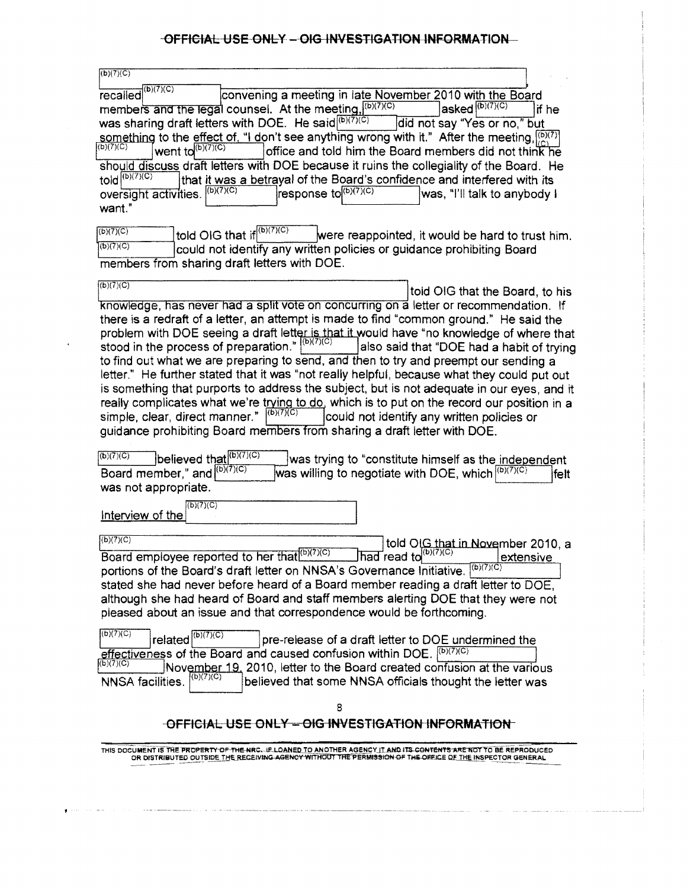(b)(7)(C)

recalled (b)(7)(C) convening a meeting in late November 2010 with the Board members and the legal counsel. At the meeting, (b)(7)(C) asked (b)(7)(C) if he was sharing draft letters with DOE. He said (b)(7)(C) did not say "Yes or no," but something to the effect of, "I don't see anything wrong with it." After the meeting, (b)(7)(C) went to (b)(7)(C) office and told him the Board members did not think he should discuss draft letters with DOE because it ruins the collegiality of the Board. He told (b)(7)(C) that it was a betrayal of the Board's confidence and interfered with its oversight activities. (b)(7)(C) response to (b)(7)(C) was, "I'll talk to anybody I want."

(b)(7)(C) told OIG that if (b)(7)(C) were reappointed, it would be hard to trust him. (b)(7)(C) could not identify any written policies or guidance prohibiting Board members from sharing draft letters with DOE.

(b)(7)(C) told OIG that the Board, to his knowledge, has never had a split vote on concurring on a letter or recommendation. If there is a redraft of a letter, an attempt is made to find "common ground." He said the problem with DOE seeing a draft letter is that it would have "no knowledge of where that stood in the process of preparation." (b)(7)(C) also said that "DOE had a habit of trying to find out what we are preparing to send, and then to try and preempt our sending a letter." He further stated that it was "not really helpful, because what they could put out is something that purports to address the subject, but is not adequate in our eyes, and it really complicates what we're trying to do, which is to put on the record our position in a simple, clear, direct manner." (b)(7)(C) could not identify any written policies or guidance prohibiting Board members from sharing a draft letter with DOE.

(b)(7)(C) believed that (b)(7)(C) was trying to "constitute himself as the independent Board member," and (b)(7)(C) was willing to negotiate with DOE, which (b)(7)(C) felt was not appropriate.

Interview of the (b)(7)(C)

(b)(7)(C) told OIG that in November 2010, a Board employee reported to her that (b)(7)(C) had read to (b)(7)(C) extensive portions of the Board's draft letter on NNSA's Governance Initiative. (b)(7)(C) stated she had never before heard of a Board member reading a draft letter to DOE, although she had heard of Board and staff members alerting DOE that they were not pleased about an issue and that correspondence would be forthcoming.

(b)(7)(C) related (b)(7)(C) pre-release of a draft letter to DOE undermined the effectiveness of the Board and caused confusion within DOE. (b)(7)(C) (b)(7)(C) November 19, 2010, letter to the Board created confusion at the various NNSA facilities. (b)(7)(C) believed that some NNSA officials thought the letter was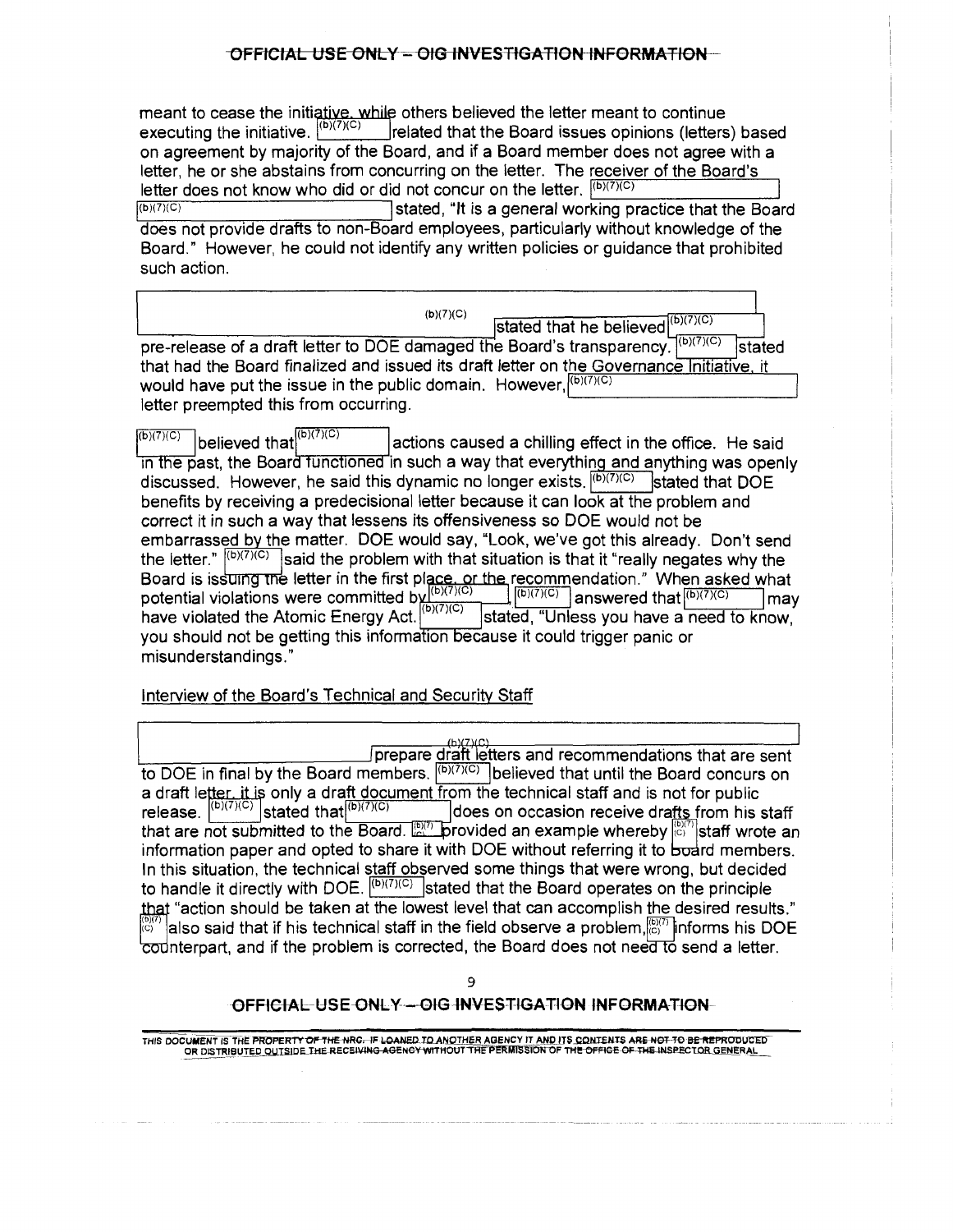meant to cease the initiative, while others believed the letter meant to continue executing the initiative. (b)(7)(C) related that the Board issues opinions (letters) based on agreement by majority of the Board, and if a Board member does not agree with a letter, he or she abstains from concurring on the letter. The receiver of the Board's letter does not know who did or did not concur on the letter. (b)(7)(C) (b)(7)(C) stated, "It is a general working practice that the Board does not provide drafts to non-Board employees, particularly without knowledge of the Board." However, he could not identify any written policies or guidance that prohibited such action.

(b)(7)(C) stated that he believed (b)(7)(C) pre-release of a draft letter to DOE damaged the Board's transparency. (b)(7)(C) stated that had the Board finalized and issued its draft letter on the Governance Initiative, it would have put the issue in the public domain. However, (b)(7)(C) letter preempted this from occurring.

(b)(7)(C) believed that (b)(7)(C) actions caused a chilling effect in the office. He said in the past, the Board functioned in such a way that everything and anything was openly discussed. However, he said this dynamic no longer exists. (b)(7)(C) stated that DOE benefits by receiving a predecisional letter because it can look at the problem and correct it in such a way that lessens its offensiveness so DOE would not be embarrassed by the matter. DOE would say, "Look, we've got this already. Don't send the letter." (b)(7)(C) said the problem with that situation is that it "really negates why the Board is issuing the letter in the first place, or the recommendation." When asked what potential violations were committed by (b)(7)(C), (b)(7)(C) answered that (b)(7)(C) may have violated the Atomic Energy Act. (b)(7)(C) stated, "Unless you have a need to know, you should not be getting this information because it could trigger panic or misunderstandings."

Interview of the Board's Technical and Security Staff

(b)(7)(C) prepare draft letters and recommendations that are sent to DOE in final by the Board members. (b)(7)(C) believed that until the Board concurs on a draft letter, it is only a draft document from the technical staff and is not for public release. (b)(7)(C) stated that (b)(7)(C) does on occasion receive drafts from his staff that are not submitted to the Board. (b)(7)(C) provided an example whereby (b)(7)(C) staff wrote an information paper and opted to share it with DOE without referring it to Board members. In this situation, the technical staff observed some things that were wrong, but decided to handle it directly with DOE. (b)(7)(C) stated that the Board operates on the principle that "action should be taken at the lowest level that can accomplish the desired results." (b)(7)(C) also said that if his technical staff in the field observe a problem, (b)(7)(C) informs his DOE counterpart, and if the problem is corrected, the Board does not need to send a letter.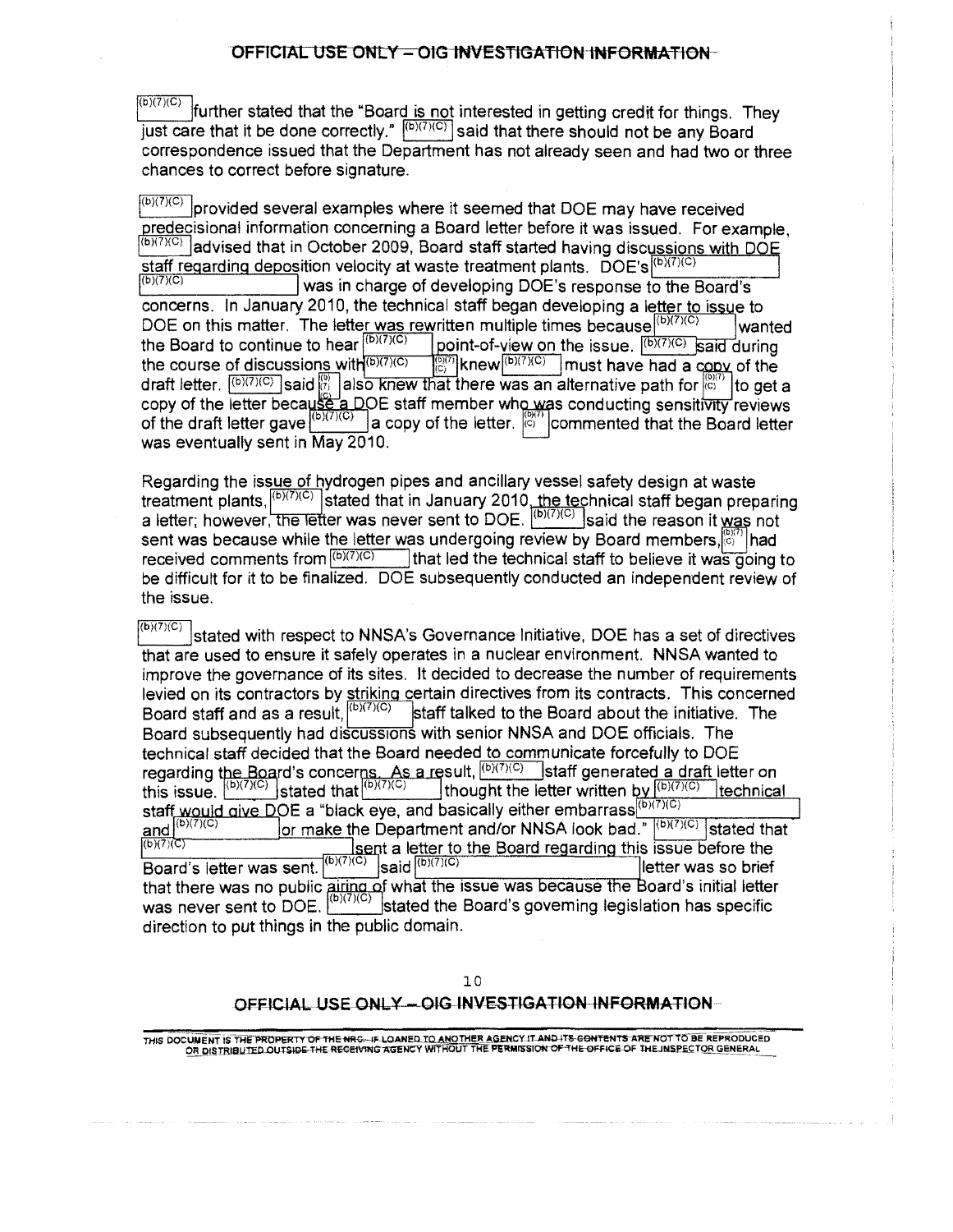(b)(7)(C) further stated that the "Board is not interested in getting credit for things. They just care that it be done correctly." (b)(7)(C) said that there should not be any Board correspondence issued that the Department has not already seen and had two or three chances to correct before signature.

(b)(7)(C) provided several examples where it seemed that DOE may have received predecisional information concerning a Board letter before it was issued. For example, (b)(7)(C) advised that in October 2009, Board staff started having discussions with DOE staff regarding deposition velocity at waste treatment plants. DOE's (b)(7)(C) (b)(7)(C) was in charge of developing DOE's response to the Board's concerns. In January 2010, the technical staff began developing a letter to issue to DOE on this matter. The letter was rewritten multiple times because (b)(7)(C) wanted the Board to continue to hear (b)(7)(C) point-of-view on the issue. (b)(7)(C) said during the course of discussions with (b)(7)(C) (b)(7)(C) knew (b)(7)(C) must have had a copy of the draft letter. (b)(7)(C) said (b)(7)(C) also knew that there was an alternative path for (b)(7)(C) to get a copy of the letter because a DOE staff member who was conducting sensitivity reviews of the draft letter gave (b)(7)(C) a copy of the letter. (b)(7)(C) commented that the Board letter was eventually sent in May 2010.

Regarding the issue of hydrogen pipes and ancillary vessel safety design at waste treatment plants, (b)(7)(C) stated that in January 2010, the technical staff began preparing a letter; however, the letter was never sent to DOE. (b)(7)(C) said the reason it was not sent was because while the letter was undergoing review by Board members, (b)(7)(C) had received comments from (b)(7)(C) that led the technical staff to believe it was going to be difficult for it to be finalized. DOE subsequently conducted an independent review of the issue.

(b)(7)(C) stated with respect to NNSA's Governance Initiative, DOE has a set of directives that are used to ensure it safely operates in a nuclear environment. NNSA wanted to improve the governance of its sites. It decided to decrease the number of requirements levied on its contractors by striking certain directives from its contracts. This concerned Board staff and as a result, (b)(7)(C) staff talked to the Board about the initiative. The Board subsequently had discussions with senior NNSA and DOE officials. The technical staff decided that the Board needed to communicate forcefully to DOE regarding the Board's concerns. As a result, (b)(7)(C) staff generated a draft letter on this issue. (b)(7)(C) stated that (b)(7)(C) thought the letter written by (b)(7)(C) technical staff would give DOE a "black eye, and basically either embarrass (b)(7)(C) and (b)(7)(C) or make the Department and/or NNSA look bad." (b)(7)(C) stated that (b)(7)(C) sent a letter to the Board regarding this issue before the Board's letter was sent. (b)(7)(C) said (b)(7)(C) letter was so brief that there was no public airing of what the issue was because the Board's initial letter was never sent to DOE. (b)(7)(C) stated the Board's governing legislation has specific direction to put things in the public domain.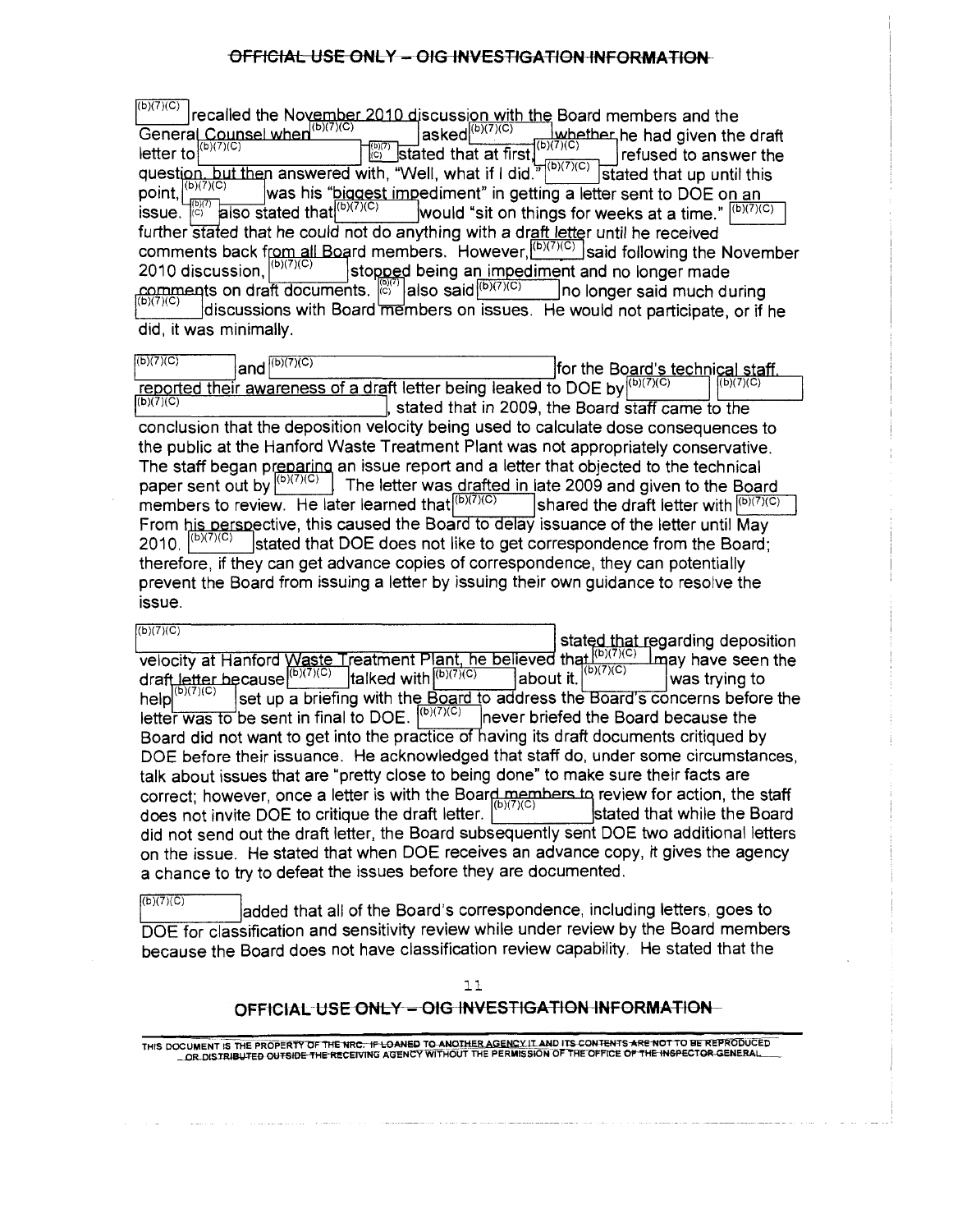(b)(7)(C) recalled the November 2010 discussion with the Board members and the General Counsel when (b)(7)(C) asked (b)(7)(C) whether he had given the draft letter to (b)(7)(C) (b)(7)(C) stated that at first, (b)(7)(C) refused to answer the question, but then answered with, "Well, what if I did." (b)(7)(C) stated that up until this point, (b)(7)(C) was his "biggest impediment" in getting a letter sent to DOE on an issue. (b)(7)(C) also stated that (b)(7)(C) would "sit on things for weeks at a time." (b)(7)(C) further stated that he could not do anything with a draft letter until he received comments back from all Board members. However, (b)(7)(C) said following the November 2010 discussion, (b)(7)(C) stopped being an impediment and no longer made comments on draft documents. (b)(7)(C) also said (b)(7)(C) no longer said much during (b)(7)(C) discussions with Board members on issues. He would not participate, or if he did, it was minimally.

(b)(7)(C) and (b)(7)(C) for the Board's technical staff, reported their awareness of a draft letter being leaked to DOE by (b)(7)(C) (b)(7)(C) (b)(7)(C), stated that in 2009, the Board staff came to the conclusion that the deposition velocity being used to calculate dose consequences to the public at the Hanford Waste Treatment Plant was not appropriately conservative. The staff began preparing an issue report and a letter that objected to the technical paper sent out by (b)(7)(C). The letter was drafted in late 2009 and given to the Board members to review. He later learned that (b)(7)(C) shared the draft letter with (b)(7)(C). From his perspective, this caused the Board to delay issuance of the letter until May 2010. (b)(7)(C) stated that DOE does not like to get correspondence from the Board; therefore, if they can get advance copies of correspondence, they can potentially prevent the Board from issuing a letter by issuing their own guidance to resolve the issue.

(b)(7)(C) stated that regarding deposition velocity at Hanford Waste Treatment Plant, he believed that (b)(7)(C) may have seen the draft letter because (b)(7)(C) talked with (b)(7)(C) about it. (b)(7)(C) was trying to help (b)(7)(C) set up a briefing with the Board to address the Board's concerns before the letter was to be sent in final to DOE. (b)(7)(C) never briefed the Board because the Board did not want to get into the practice of having its draft documents critiqued by DOE before their issuance. He acknowledged that staff do, under some circumstances, talk about issues that are "pretty close to being done" to make sure their facts are correct; however, once a letter is with the Board members to review for action, the staff does not invite DOE to critique the draft letter. (b)(7)(C) stated that while the Board did not send out the draft letter, the Board subsequently sent DOE two additional letters on the issue. He stated that when DOE receives an advance copy, it gives the agency a chance to try to defeat the issues before they are documented.

(b)(7)(C) added that all of the Board's correspondence, including letters, goes to DOE for classification and sensitivity review while under review by the Board members because the Board does not have classification review capability. He stated that the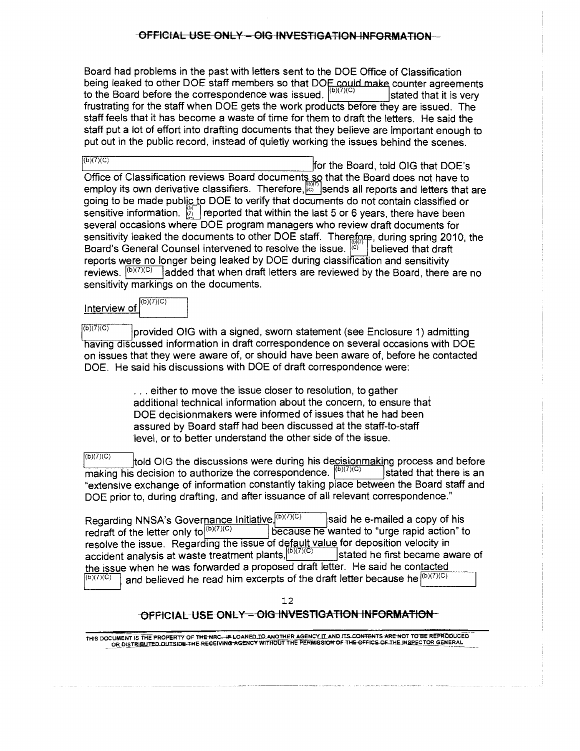Board had problems in the past with letters sent to the DOE Office of Classification being leaked to other DOE staff members so that DOE could make counter agreements to the Board before the correspondence was issued. (b)(7)(C) stated that it is very frustrating for the staff when DOE gets the work products before they are issued. The staff feels that it has become a waste of time for them to draft the letters. He said the staff put a lot of effort into drafting documents that they believe are important enough to put out in the public record, instead of quietly working the issues behind the scenes.

(b)(7)(C) for the Board, told OIG that DOE's Office of Classification reviews Board documents so that the Board does not have to employ its own derivative classifiers. Therefore, (b)(7)(C) sends all reports and letters that are going to be made public to DOE to verify that documents do not contain classified or sensitive information. (b)(7) reported that within the last 5 or 6 years, there have been several occasions where DOE program managers who review draft documents for sensitivity leaked the documents to other DOE staff. Therefore, during spring 2010, the Board's General Counsel intervened to resolve the issue. (b)(7)(C) believed that draft reports were no longer being leaked by DOE during classification and sensitivity reviews. (b)(7)(C) added that when draft letters are reviewed by the Board, there are no sensitivity markings on the documents.

Interview of (b)(7)(C)

(b)(7)(C) provided OIG with a signed, sworn statement (see Enclosure 1) admitting having discussed information in draft correspondence on several occasions with DOE on issues that they were aware of, or should have been aware of, before he contacted DOE. He said his discussions with DOE of draft correspondence were:

> . . . either to move the issue closer to resolution, to gather additional technical information about the concern, to ensure that DOE decisionmakers were informed of issues that he had been assured by Board staff had been discussed at the staff-to-staff level, or to better understand the other side of the issue.

(b)(7)(C) told OIG the discussions were during his decisionmaking process and before making his decision to authorize the correspondence. (b)(7)(C) stated that there is an "extensive exchange of information constantly taking place between the Board staff and DOE prior to, during drafting, and after issuance of all relevant correspondence."

Regarding NNSA's Governance Initiative, (b)(7)(C) said he e-mailed a copy of his redraft of the letter only to (b)(7)(C) because he wanted to "urge rapid action" to resolve the issue. Regarding the issue of default value for deposition velocity in accident analysis at waste treatment plants, (b)(7)(C) stated he first became aware of the issue when he was forwarded a proposed draft letter. He said he contacted (b)(7)(C) and believed he read him excerpts of the draft letter because he (b)(7)(C)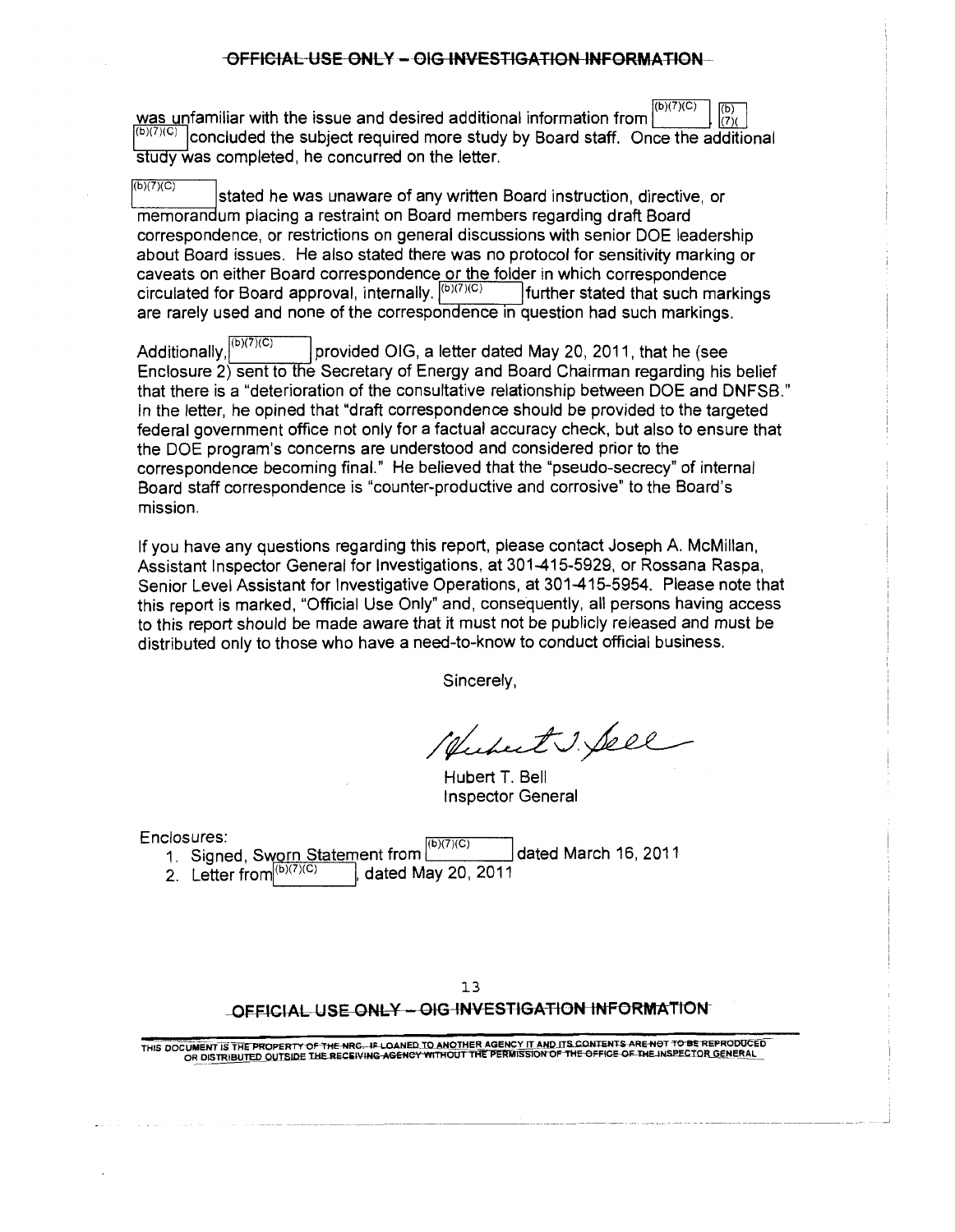was unfamiliar with the issue and desired additional information from (b)(7)(C) (b)(7)(C). (b)(7)(C) concluded the subject required more study by Board staff. Once the additional study was completed, he concurred on the letter.

(b)(7)(C) stated he was unaware of any written Board instruction, directive, or memorandum placing a restraint on Board members regarding draft Board correspondence, or restrictions on general discussions with senior DOE leadership about Board issues. He also stated there was no protocol for sensitivity marking or caveats on either Board correspondence or the folder in which correspondence circulated for Board approval, internally. (b)(7)(C) further stated that such markings are rarely used and none of the correspondence in question had such markings.

Additionally, (b)(7)(C) provided OIG, a letter dated May 20, 2011, that he (see Enclosure 2) sent to the Secretary of Energy and Board Chairman regarding his belief that there is a "deterioration of the consultative relationship between DOE and DNFSB." In the letter, he opined that "draft correspondence should be provided to the targeted federal government office not only for a factual accuracy check, but also to ensure that the DOE program's concerns are understood and considered prior to the correspondence becoming final." He believed that the "pseudo-secrecy" of internal Board staff correspondence is "counter-productive and corrosive" to the Board's mission.

If you have any questions regarding this report, please contact Joseph A. McMillan, Assistant Inspector General for Investigations, at 301-415-5929, or Rossana Raspa, Senior Level Assistant for Investigative Operations, at 301-415-5954. Please note that this report is marked, "Official Use Only" and, consequently, all persons having access to this report should be made aware that it must not be publicly released and must be distributed only to those who have a need-to-know to conduct official business.

Sincerely,

Hubert T. Bell
Inspector General

Enclosures:

1. Signed, Sworn Statement from (b)(7)(C) dated March 16, 2011
2. Letter from (b)(7)(C), dated May 20, 2011